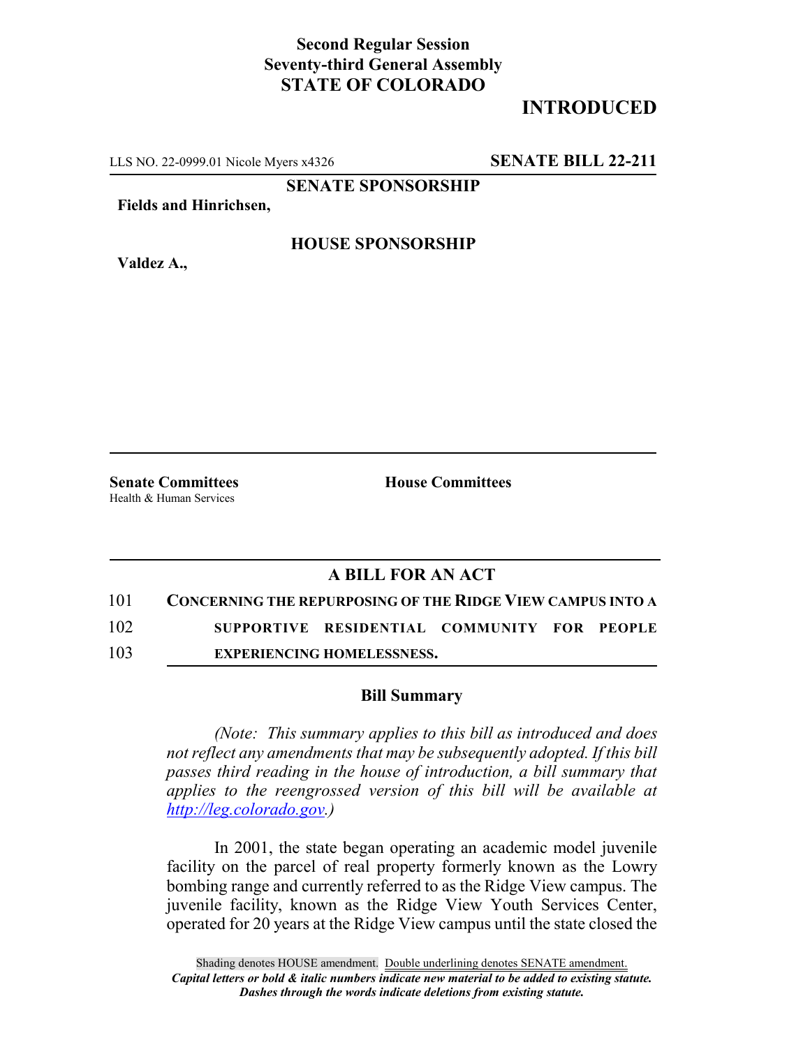**Second Regular Session**
**Seventy-third General Assembly**
**STATE OF COLORADO**

# INTRODUCED

LLS NO. 22-0999.01 Nicole Myers x4326 **SENATE BILL 22-211**

**SENATE SPONSORSHIP**

**Fields and Hinrichsen,**

**HOUSE SPONSORSHIP**

**Valdez A.,**

**Senate Committees**
Health & Human Services

**House Committees**

## A BILL FOR AN ACT

101 **CONCERNING THE REPURPOSING OF THE RIDGE VIEW CAMPUS INTO A**
102 **SUPPORTIVE RESIDENTIAL COMMUNITY FOR PEOPLE**
103 **EXPERIENCING HOMELESSNESS.**

### Bill Summary

*(Note: This summary applies to this bill as introduced and does not reflect any amendments that may be subsequently adopted. If this bill passes third reading in the house of introduction, a bill summary that applies to the reengrossed version of this bill will be available at http://leg.colorado.gov.)*

In 2001, the state began operating an academic model juvenile facility on the parcel of real property formerly known as the Lowry bombing range and currently referred to as the Ridge View campus. The juvenile facility, known as the Ridge View Youth Services Center, operated for 20 years at the Ridge View campus until the state closed the

Shading denotes HOUSE amendment. Double underlining denotes SENATE amendment.
*Capital letters or bold & italic numbers indicate new material to be added to existing statute.*
*Dashes through the words indicate deletions from existing statute.*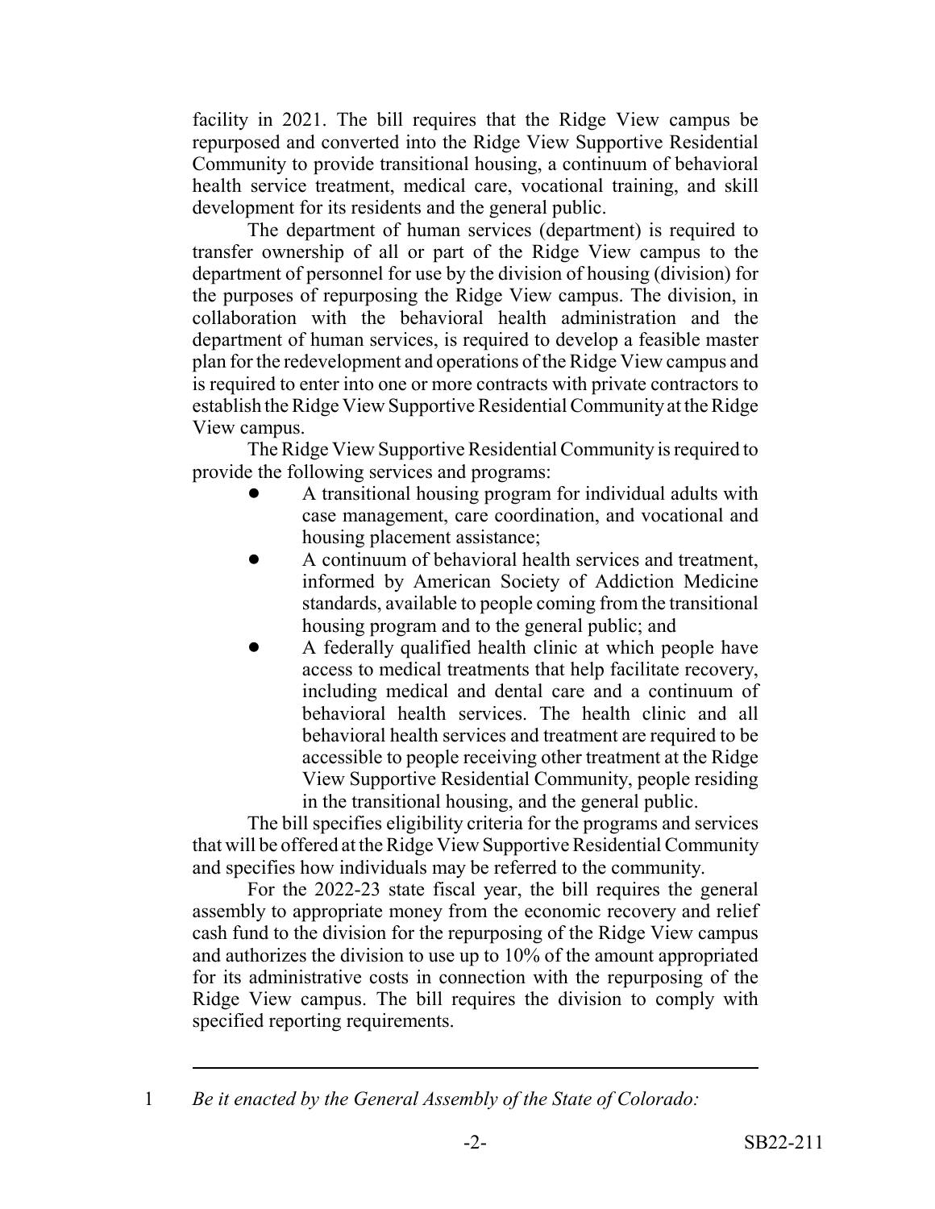facility in 2021. The bill requires that the Ridge View campus be repurposed and converted into the Ridge View Supportive Residential Community to provide transitional housing, a continuum of behavioral health service treatment, medical care, vocational training, and skill development for its residents and the general public.

The department of human services (department) is required to transfer ownership of all or part of the Ridge View campus to the department of personnel for use by the division of housing (division) for the purposes of repurposing the Ridge View campus. The division, in collaboration with the behavioral health administration and the department of human services, is required to develop a feasible master plan for the redevelopment and operations of the Ridge View campus and is required to enter into one or more contracts with private contractors to establish the Ridge View Supportive Residential Community at the Ridge View campus.

The Ridge View Supportive Residential Community is required to provide the following services and programs:

- A transitional housing program for individual adults with case management, care coordination, and vocational and housing placement assistance;
- A continuum of behavioral health services and treatment, informed by American Society of Addiction Medicine standards, available to people coming from the transitional housing program and to the general public; and
- A federally qualified health clinic at which people have access to medical treatments that help facilitate recovery, including medical and dental care and a continuum of behavioral health services. The health clinic and all behavioral health services and treatment are required to be accessible to people receiving other treatment at the Ridge View Supportive Residential Community, people residing in the transitional housing, and the general public.

The bill specifies eligibility criteria for the programs and services that will be offered at the Ridge View Supportive Residential Community and specifies how individuals may be referred to the community.

For the 2022-23 state fiscal year, the bill requires the general assembly to appropriate money from the economic recovery and relief cash fund to the division for the repurposing of the Ridge View campus and authorizes the division to use up to 10% of the amount appropriated for its administrative costs in connection with the repurposing of the Ridge View campus. The bill requires the division to comply with specified reporting requirements.

---

1 *Be it enacted by the General Assembly of the State of Colorado:*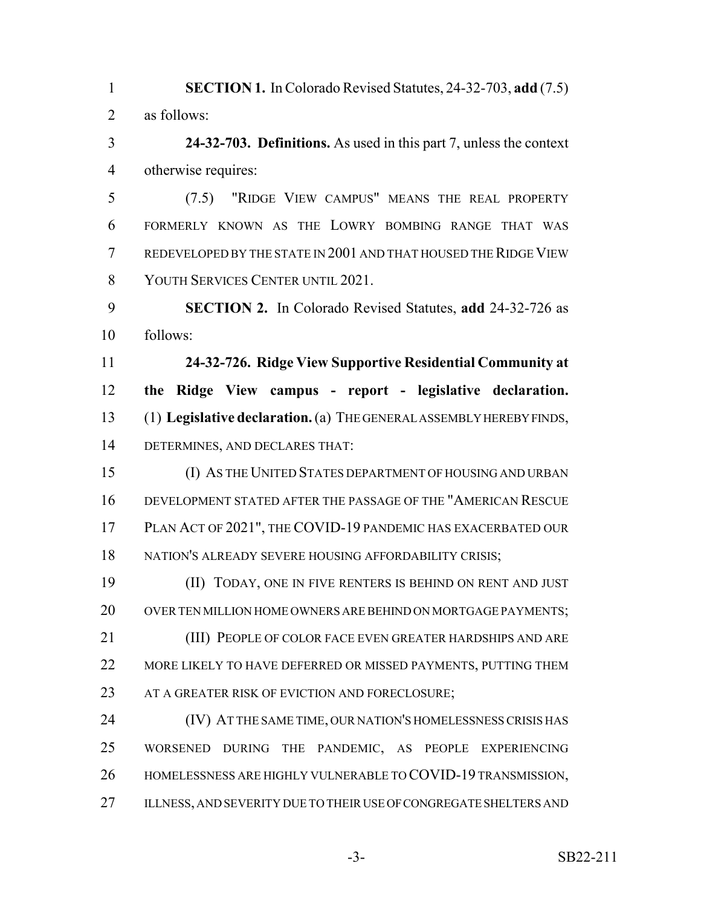**SECTION 1.** In Colorado Revised Statutes, 24-32-703, **add** (7.5) as follows:

**24-32-703. Definitions.** As used in this part 7, unless the context otherwise requires:

(7.5) "RIDGE VIEW CAMPUS" MEANS THE REAL PROPERTY FORMERLY KNOWN AS THE LOWRY BOMBING RANGE THAT WAS REDEVELOPED BY THE STATE IN 2001 AND THAT HOUSED THE RIDGE VIEW YOUTH SERVICES CENTER UNTIL 2021.

**SECTION 2.** In Colorado Revised Statutes, **add** 24-32-726 as follows:

**24-32-726. Ridge View Supportive Residential Community at the Ridge View campus - report - legislative declaration.** (1) **Legislative declaration.** (a) THE GENERAL ASSEMBLY HEREBY FINDS, DETERMINES, AND DECLARES THAT:

(I) AS THE UNITED STATES DEPARTMENT OF HOUSING AND URBAN DEVELOPMENT STATED AFTER THE PASSAGE OF THE "AMERICAN RESCUE PLAN ACT OF 2021", THE COVID-19 PANDEMIC HAS EXACERBATED OUR NATION'S ALREADY SEVERE HOUSING AFFORDABILITY CRISIS;

(II) TODAY, ONE IN FIVE RENTERS IS BEHIND ON RENT AND JUST OVER TEN MILLION HOME OWNERS ARE BEHIND ON MORTGAGE PAYMENTS;

(III) PEOPLE OF COLOR FACE EVEN GREATER HARDSHIPS AND ARE MORE LIKELY TO HAVE DEFERRED OR MISSED PAYMENTS, PUTTING THEM AT A GREATER RISK OF EVICTION AND FORECLOSURE;

(IV) AT THE SAME TIME, OUR NATION'S HOMELESSNESS CRISIS HAS WORSENED DURING THE PANDEMIC, AS PEOPLE EXPERIENCING HOMELESSNESS ARE HIGHLY VULNERABLE TO COVID-19 TRANSMISSION, ILLNESS, AND SEVERITY DUE TO THEIR USE OF CONGREGATE SHELTERS AND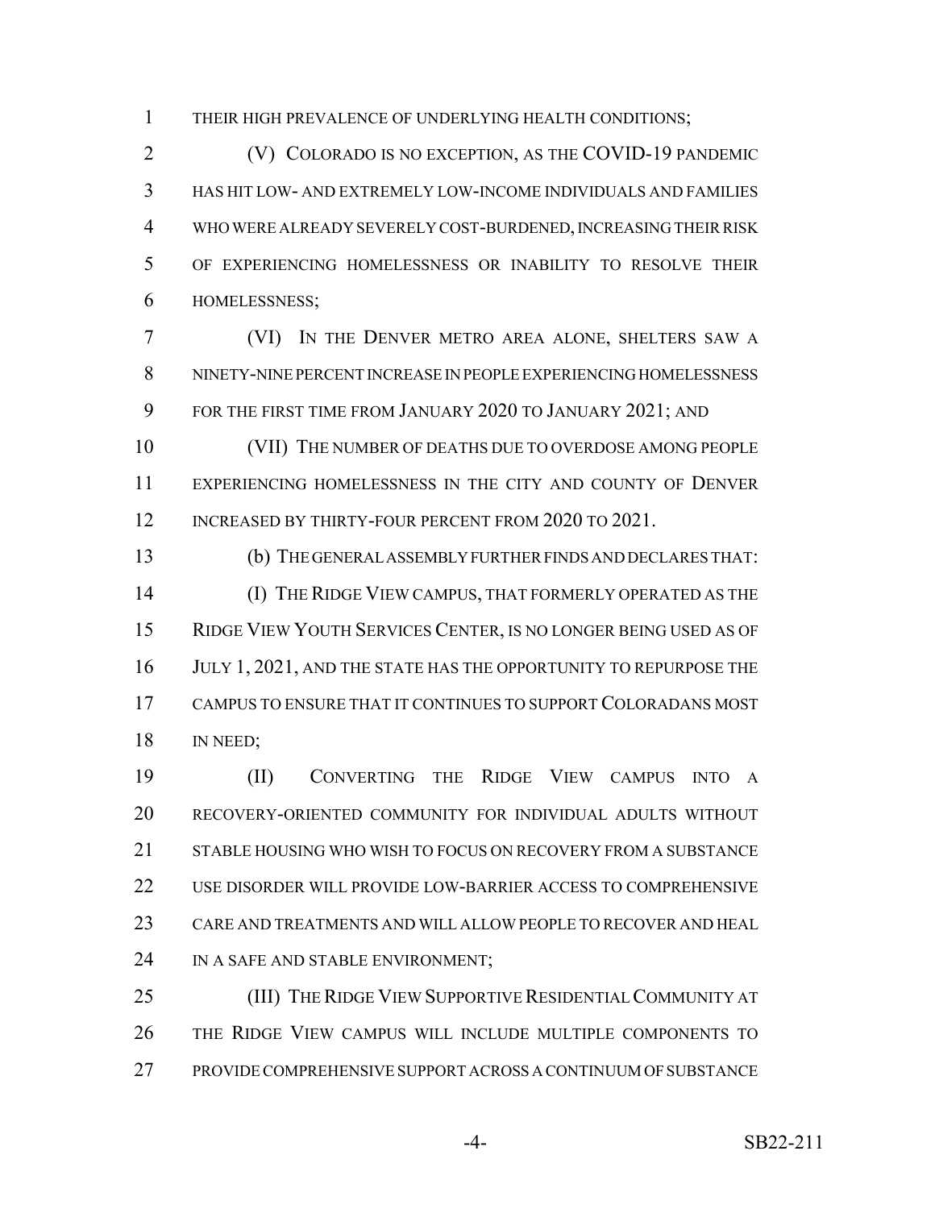THEIR HIGH PREVALENCE OF UNDERLYING HEALTH CONDITIONS;

(V) COLORADO IS NO EXCEPTION, AS THE COVID-19 PANDEMIC HAS HIT LOW- AND EXTREMELY LOW-INCOME INDIVIDUALS AND FAMILIES WHO WERE ALREADY SEVERELY COST-BURDENED, INCREASING THEIR RISK OF EXPERIENCING HOMELESSNESS OR INABILITY TO RESOLVE THEIR HOMELESSNESS;

(VI) IN THE DENVER METRO AREA ALONE, SHELTERS SAW A NINETY-NINE PERCENT INCREASE IN PEOPLE EXPERIENCING HOMELESSNESS FOR THE FIRST TIME FROM JANUARY 2020 TO JANUARY 2021; AND

(VII) THE NUMBER OF DEATHS DUE TO OVERDOSE AMONG PEOPLE EXPERIENCING HOMELESSNESS IN THE CITY AND COUNTY OF DENVER INCREASED BY THIRTY-FOUR PERCENT FROM 2020 TO 2021.

(b) THE GENERAL ASSEMBLY FURTHER FINDS AND DECLARES THAT:

(I) THE RIDGE VIEW CAMPUS, THAT FORMERLY OPERATED AS THE RIDGE VIEW YOUTH SERVICES CENTER, IS NO LONGER BEING USED AS OF JULY 1, 2021, AND THE STATE HAS THE OPPORTUNITY TO REPURPOSE THE CAMPUS TO ENSURE THAT IT CONTINUES TO SUPPORT COLORADANS MOST IN NEED;

(II) CONVERTING THE RIDGE VIEW CAMPUS INTO A RECOVERY-ORIENTED COMMUNITY FOR INDIVIDUAL ADULTS WITHOUT STABLE HOUSING WHO WISH TO FOCUS ON RECOVERY FROM A SUBSTANCE USE DISORDER WILL PROVIDE LOW-BARRIER ACCESS TO COMPREHENSIVE CARE AND TREATMENTS AND WILL ALLOW PEOPLE TO RECOVER AND HEAL IN A SAFE AND STABLE ENVIRONMENT;

(III) THE RIDGE VIEW SUPPORTIVE RESIDENTIAL COMMUNITY AT THE RIDGE VIEW CAMPUS WILL INCLUDE MULTIPLE COMPONENTS TO PROVIDE COMPREHENSIVE SUPPORT ACROSS A CONTINUUM OF SUBSTANCE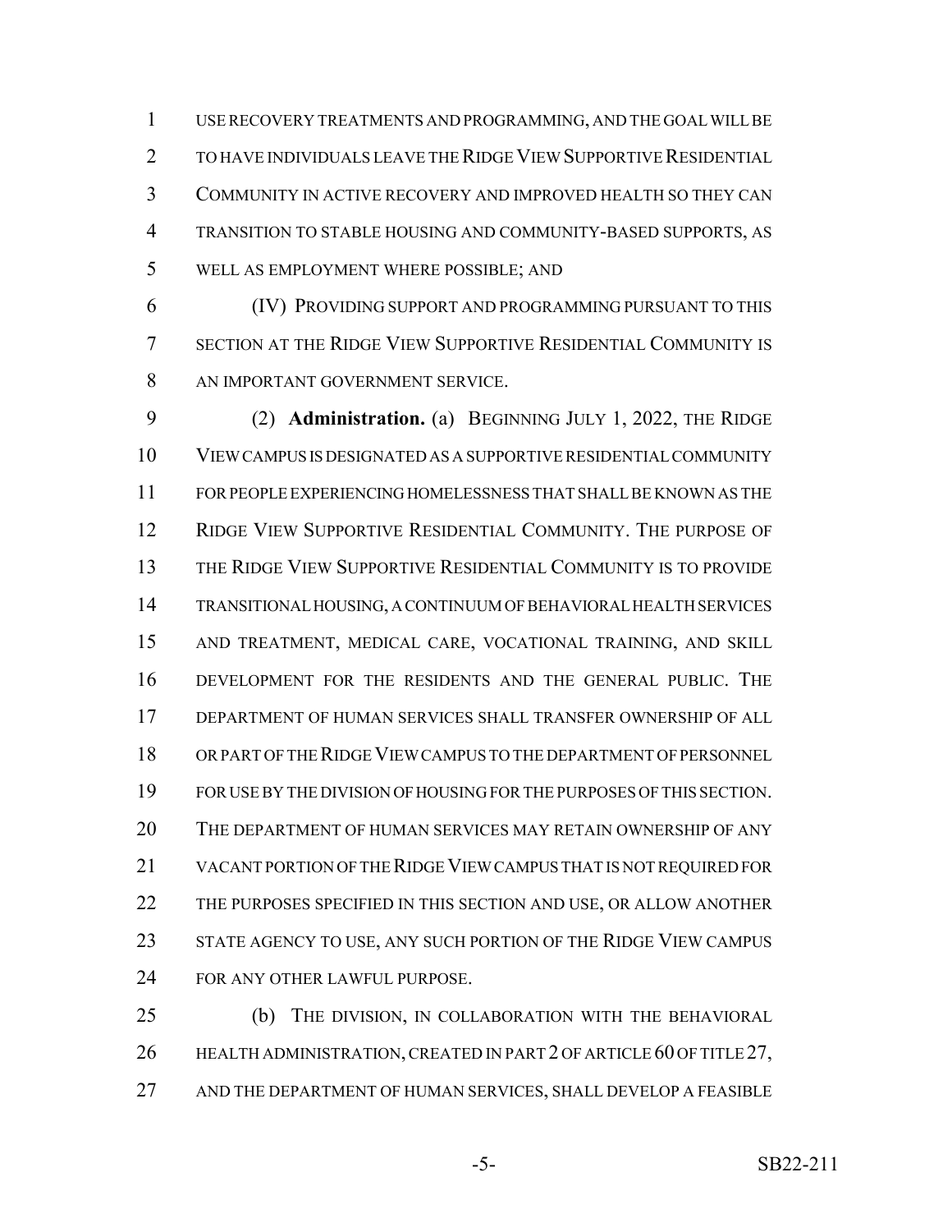USE RECOVERY TREATMENTS AND PROGRAMMING, AND THE GOAL WILL BE TO HAVE INDIVIDUALS LEAVE THE RIDGE VIEW SUPPORTIVE RESIDENTIAL COMMUNITY IN ACTIVE RECOVERY AND IMPROVED HEALTH SO THEY CAN TRANSITION TO STABLE HOUSING AND COMMUNITY-BASED SUPPORTS, AS WELL AS EMPLOYMENT WHERE POSSIBLE; AND

(IV) PROVIDING SUPPORT AND PROGRAMMING PURSUANT TO THIS SECTION AT THE RIDGE VIEW SUPPORTIVE RESIDENTIAL COMMUNITY IS AN IMPORTANT GOVERNMENT SERVICE.

(2) **Administration.** (a) BEGINNING JULY 1, 2022, THE RIDGE VIEW CAMPUS IS DESIGNATED AS A SUPPORTIVE RESIDENTIAL COMMUNITY FOR PEOPLE EXPERIENCING HOMELESSNESS THAT SHALL BE KNOWN AS THE RIDGE VIEW SUPPORTIVE RESIDENTIAL COMMUNITY. THE PURPOSE OF THE RIDGE VIEW SUPPORTIVE RESIDENTIAL COMMUNITY IS TO PROVIDE TRANSITIONAL HOUSING, A CONTINUUM OF BEHAVIORAL HEALTH SERVICES AND TREATMENT, MEDICAL CARE, VOCATIONAL TRAINING, AND SKILL DEVELOPMENT FOR THE RESIDENTS AND THE GENERAL PUBLIC. THE DEPARTMENT OF HUMAN SERVICES SHALL TRANSFER OWNERSHIP OF ALL OR PART OF THE RIDGE VIEW CAMPUS TO THE DEPARTMENT OF PERSONNEL FOR USE BY THE DIVISION OF HOUSING FOR THE PURPOSES OF THIS SECTION. THE DEPARTMENT OF HUMAN SERVICES MAY RETAIN OWNERSHIP OF ANY VACANT PORTION OF THE RIDGE VIEW CAMPUS THAT IS NOT REQUIRED FOR THE PURPOSES SPECIFIED IN THIS SECTION AND USE, OR ALLOW ANOTHER STATE AGENCY TO USE, ANY SUCH PORTION OF THE RIDGE VIEW CAMPUS FOR ANY OTHER LAWFUL PURPOSE.

(b) THE DIVISION, IN COLLABORATION WITH THE BEHAVIORAL HEALTH ADMINISTRATION, CREATED IN PART 2 OF ARTICLE 60 OF TITLE 27, AND THE DEPARTMENT OF HUMAN SERVICES, SHALL DEVELOP A FEASIBLE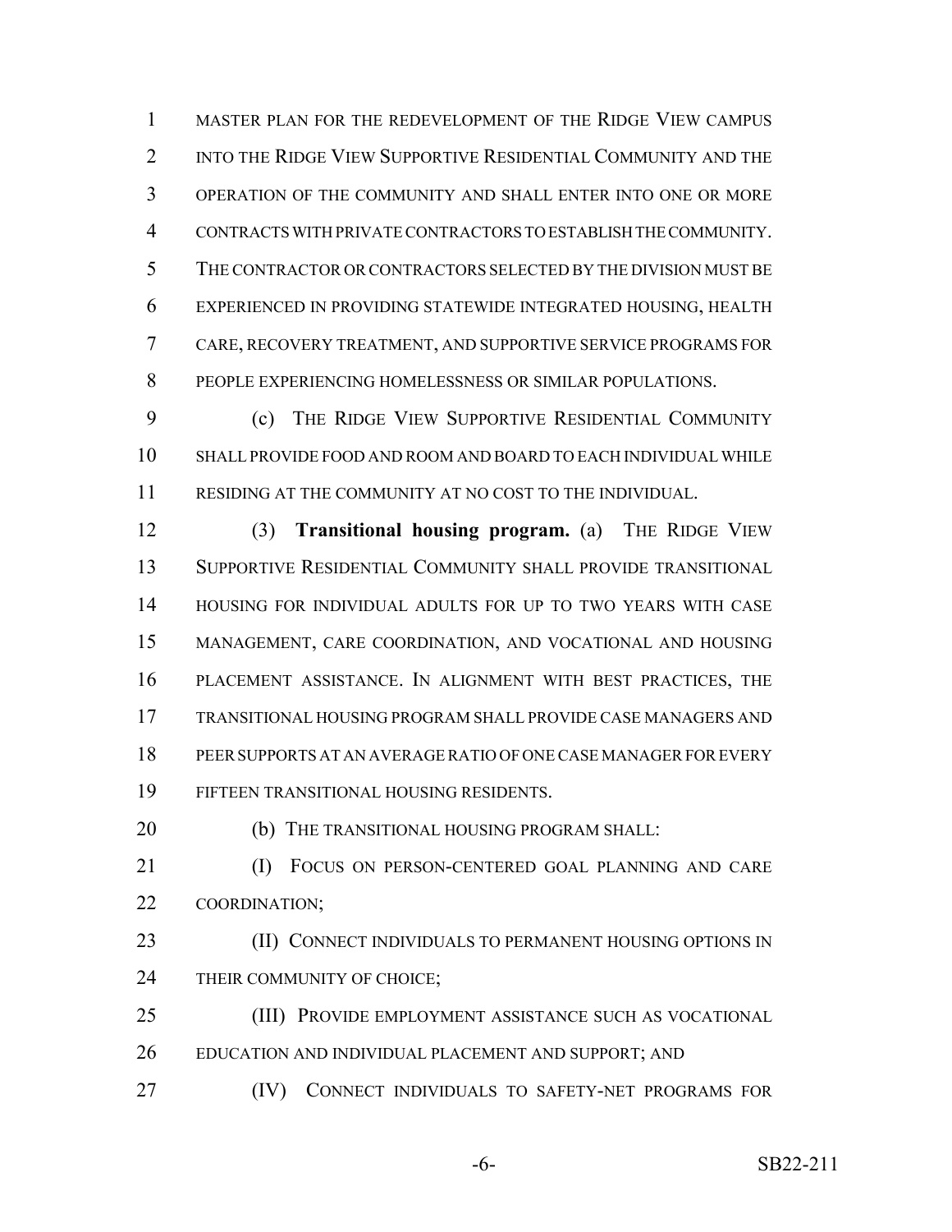MASTER PLAN FOR THE REDEVELOPMENT OF THE RIDGE VIEW CAMPUS INTO THE RIDGE VIEW SUPPORTIVE RESIDENTIAL COMMUNITY AND THE OPERATION OF THE COMMUNITY AND SHALL ENTER INTO ONE OR MORE CONTRACTS WITH PRIVATE CONTRACTORS TO ESTABLISH THE COMMUNITY. THE CONTRACTOR OR CONTRACTORS SELECTED BY THE DIVISION MUST BE EXPERIENCED IN PROVIDING STATEWIDE INTEGRATED HOUSING, HEALTH CARE, RECOVERY TREATMENT, AND SUPPORTIVE SERVICE PROGRAMS FOR PEOPLE EXPERIENCING HOMELESSNESS OR SIMILAR POPULATIONS.

(c) THE RIDGE VIEW SUPPORTIVE RESIDENTIAL COMMUNITY SHALL PROVIDE FOOD AND ROOM AND BOARD TO EACH INDIVIDUAL WHILE RESIDING AT THE COMMUNITY AT NO COST TO THE INDIVIDUAL.

(3) **Transitional housing program.** (a) THE RIDGE VIEW SUPPORTIVE RESIDENTIAL COMMUNITY SHALL PROVIDE TRANSITIONAL HOUSING FOR INDIVIDUAL ADULTS FOR UP TO TWO YEARS WITH CASE MANAGEMENT, CARE COORDINATION, AND VOCATIONAL AND HOUSING PLACEMENT ASSISTANCE. IN ALIGNMENT WITH BEST PRACTICES, THE TRANSITIONAL HOUSING PROGRAM SHALL PROVIDE CASE MANAGERS AND PEER SUPPORTS AT AN AVERAGE RATIO OF ONE CASE MANAGER FOR EVERY FIFTEEN TRANSITIONAL HOUSING RESIDENTS.

(b) THE TRANSITIONAL HOUSING PROGRAM SHALL:

(I) FOCUS ON PERSON-CENTERED GOAL PLANNING AND CARE COORDINATION;

(II) CONNECT INDIVIDUALS TO PERMANENT HOUSING OPTIONS IN THEIR COMMUNITY OF CHOICE;

(III) PROVIDE EMPLOYMENT ASSISTANCE SUCH AS VOCATIONAL EDUCATION AND INDIVIDUAL PLACEMENT AND SUPPORT; AND

(IV) CONNECT INDIVIDUALS TO SAFETY-NET PROGRAMS FOR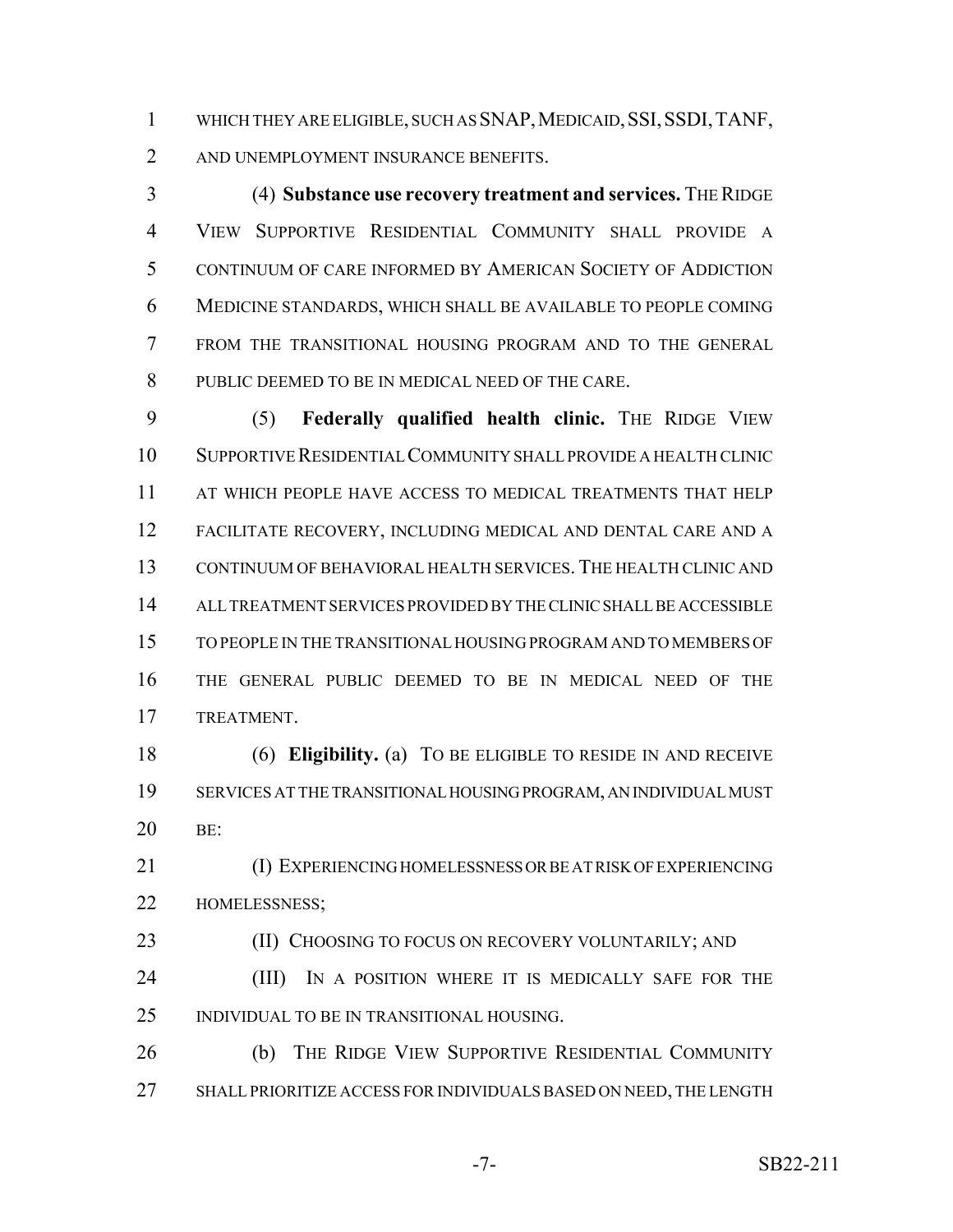WHICH THEY ARE ELIGIBLE, SUCH AS SNAP, MEDICAID, SSI, SSDI, TANF, AND UNEMPLOYMENT INSURANCE BENEFITS.

(4) **Substance use recovery treatment and services.** THE RIDGE VIEW SUPPORTIVE RESIDENTIAL COMMUNITY SHALL PROVIDE A CONTINUUM OF CARE INFORMED BY AMERICAN SOCIETY OF ADDICTION MEDICINE STANDARDS, WHICH SHALL BE AVAILABLE TO PEOPLE COMING FROM THE TRANSITIONAL HOUSING PROGRAM AND TO THE GENERAL PUBLIC DEEMED TO BE IN MEDICAL NEED OF THE CARE.

(5) **Federally qualified health clinic.** THE RIDGE VIEW SUPPORTIVE RESIDENTIAL COMMUNITY SHALL PROVIDE A HEALTH CLINIC AT WHICH PEOPLE HAVE ACCESS TO MEDICAL TREATMENTS THAT HELP FACILITATE RECOVERY, INCLUDING MEDICAL AND DENTAL CARE AND A CONTINUUM OF BEHAVIORAL HEALTH SERVICES. THE HEALTH CLINIC AND ALL TREATMENT SERVICES PROVIDED BY THE CLINIC SHALL BE ACCESSIBLE TO PEOPLE IN THE TRANSITIONAL HOUSING PROGRAM AND TO MEMBERS OF THE GENERAL PUBLIC DEEMED TO BE IN MEDICAL NEED OF THE TREATMENT.

(6) **Eligibility.** (a) TO BE ELIGIBLE TO RESIDE IN AND RECEIVE SERVICES AT THE TRANSITIONAL HOUSING PROGRAM, AN INDIVIDUAL MUST BE:

(I) EXPERIENCING HOMELESSNESS OR BE AT RISK OF EXPERIENCING HOMELESSNESS;

(II) CHOOSING TO FOCUS ON RECOVERY VOLUNTARILY; AND

(III) IN A POSITION WHERE IT IS MEDICALLY SAFE FOR THE INDIVIDUAL TO BE IN TRANSITIONAL HOUSING.

(b) THE RIDGE VIEW SUPPORTIVE RESIDENTIAL COMMUNITY SHALL PRIORITIZE ACCESS FOR INDIVIDUALS BASED ON NEED, THE LENGTH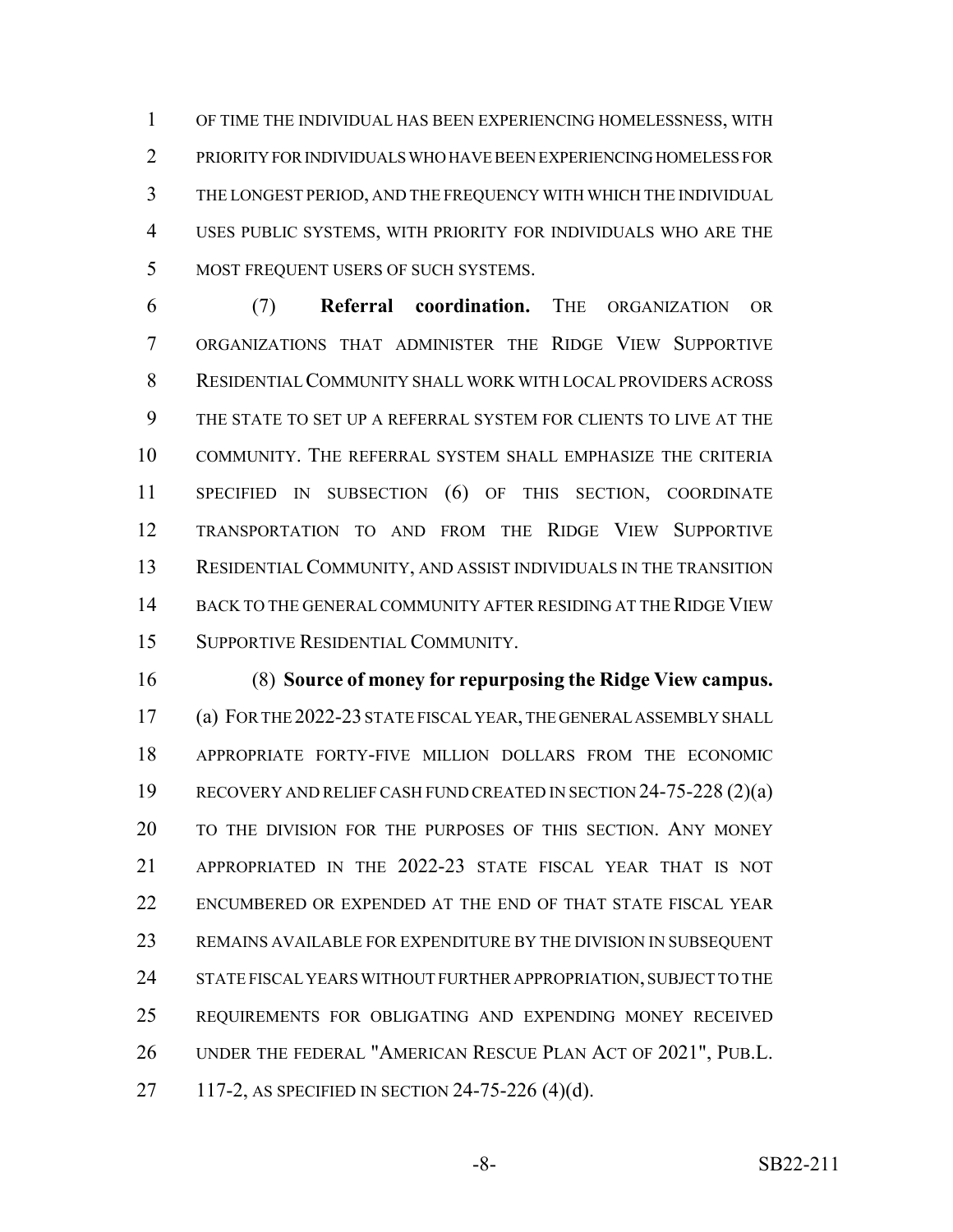OF TIME THE INDIVIDUAL HAS BEEN EXPERIENCING HOMELESSNESS, WITH PRIORITY FOR INDIVIDUALS WHO HAVE BEEN EXPERIENCING HOMELESS FOR THE LONGEST PERIOD, AND THE FREQUENCY WITH WHICH THE INDIVIDUAL USES PUBLIC SYSTEMS, WITH PRIORITY FOR INDIVIDUALS WHO ARE THE MOST FREQUENT USERS OF SUCH SYSTEMS.

(7) **Referral coordination.** THE ORGANIZATION OR ORGANIZATIONS THAT ADMINISTER THE RIDGE VIEW SUPPORTIVE RESIDENTIAL COMMUNITY SHALL WORK WITH LOCAL PROVIDERS ACROSS THE STATE TO SET UP A REFERRAL SYSTEM FOR CLIENTS TO LIVE AT THE COMMUNITY. THE REFERRAL SYSTEM SHALL EMPHASIZE THE CRITERIA SPECIFIED IN SUBSECTION (6) OF THIS SECTION, COORDINATE TRANSPORTATION TO AND FROM THE RIDGE VIEW SUPPORTIVE RESIDENTIAL COMMUNITY, AND ASSIST INDIVIDUALS IN THE TRANSITION BACK TO THE GENERAL COMMUNITY AFTER RESIDING AT THE RIDGE VIEW SUPPORTIVE RESIDENTIAL COMMUNITY.

(8) **Source of money for repurposing the Ridge View campus.** (a) FOR THE 2022-23 STATE FISCAL YEAR, THE GENERAL ASSEMBLY SHALL APPROPRIATE FORTY-FIVE MILLION DOLLARS FROM THE ECONOMIC RECOVERY AND RELIEF CASH FUND CREATED IN SECTION 24-75-228 (2)(a) TO THE DIVISION FOR THE PURPOSES OF THIS SECTION. ANY MONEY APPROPRIATED IN THE 2022-23 STATE FISCAL YEAR THAT IS NOT ENCUMBERED OR EXPENDED AT THE END OF THAT STATE FISCAL YEAR REMAINS AVAILABLE FOR EXPENDITURE BY THE DIVISION IN SUBSEQUENT STATE FISCAL YEARS WITHOUT FURTHER APPROPRIATION, SUBJECT TO THE REQUIREMENTS FOR OBLIGATING AND EXPENDING MONEY RECEIVED UNDER THE FEDERAL "AMERICAN RESCUE PLAN ACT OF 2021", PUB.L. 117-2, AS SPECIFIED IN SECTION 24-75-226 (4)(d).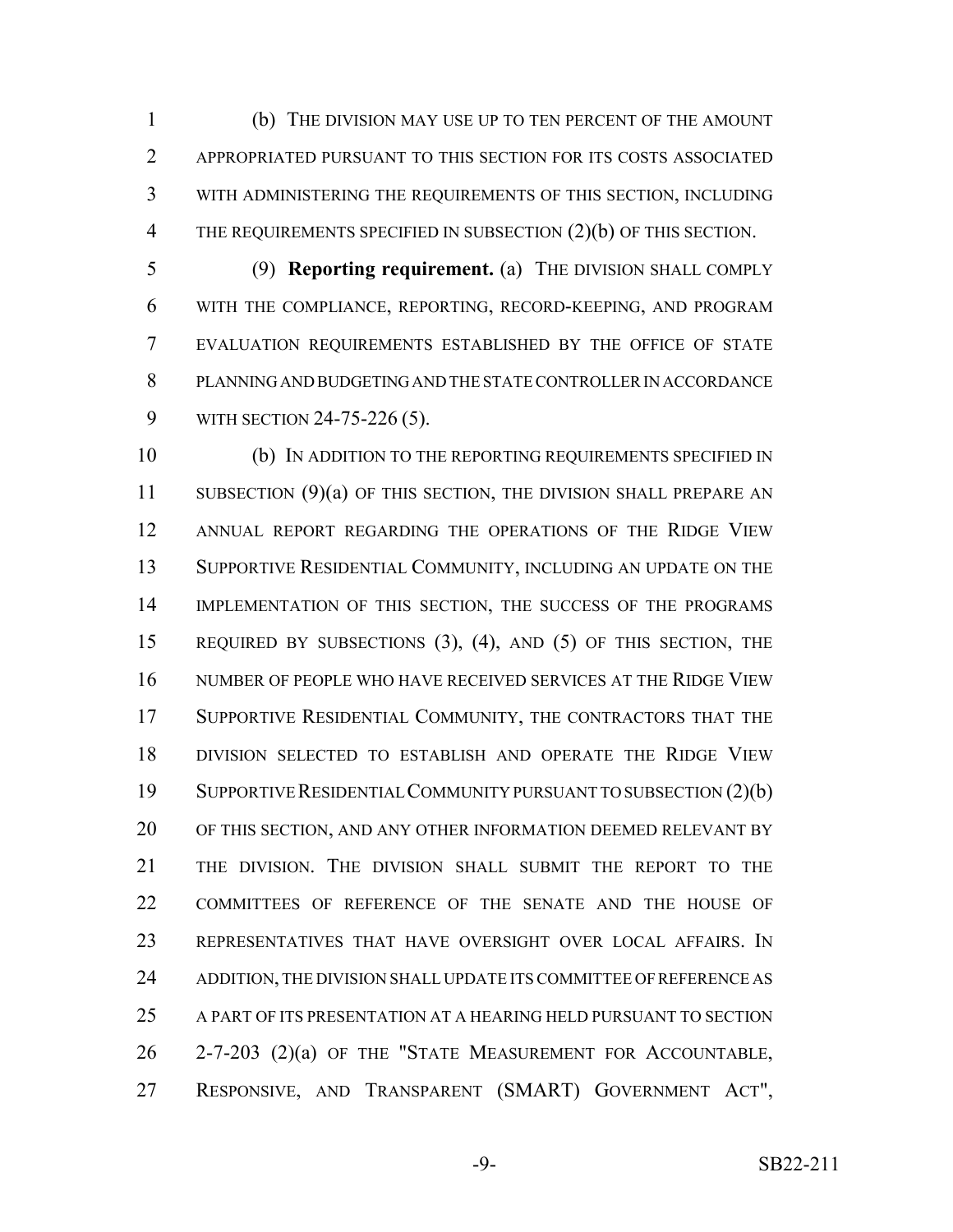(b) THE DIVISION MAY USE UP TO TEN PERCENT OF THE AMOUNT APPROPRIATED PURSUANT TO THIS SECTION FOR ITS COSTS ASSOCIATED WITH ADMINISTERING THE REQUIREMENTS OF THIS SECTION, INCLUDING THE REQUIREMENTS SPECIFIED IN SUBSECTION (2)(b) OF THIS SECTION.

(9) **Reporting requirement.** (a) THE DIVISION SHALL COMPLY WITH THE COMPLIANCE, REPORTING, RECORD-KEEPING, AND PROGRAM EVALUATION REQUIREMENTS ESTABLISHED BY THE OFFICE OF STATE PLANNING AND BUDGETING AND THE STATE CONTROLLER IN ACCORDANCE WITH SECTION 24-75-226 (5).

(b) IN ADDITION TO THE REPORTING REQUIREMENTS SPECIFIED IN SUBSECTION (9)(a) OF THIS SECTION, THE DIVISION SHALL PREPARE AN ANNUAL REPORT REGARDING THE OPERATIONS OF THE RIDGE VIEW SUPPORTIVE RESIDENTIAL COMMUNITY, INCLUDING AN UPDATE ON THE IMPLEMENTATION OF THIS SECTION, THE SUCCESS OF THE PROGRAMS REQUIRED BY SUBSECTIONS (3), (4), AND (5) OF THIS SECTION, THE NUMBER OF PEOPLE WHO HAVE RECEIVED SERVICES AT THE RIDGE VIEW SUPPORTIVE RESIDENTIAL COMMUNITY, THE CONTRACTORS THAT THE DIVISION SELECTED TO ESTABLISH AND OPERATE THE RIDGE VIEW SUPPORTIVE RESIDENTIAL COMMUNITY PURSUANT TO SUBSECTION (2)(b) OF THIS SECTION, AND ANY OTHER INFORMATION DEEMED RELEVANT BY THE DIVISION. THE DIVISION SHALL SUBMIT THE REPORT TO THE COMMITTEES OF REFERENCE OF THE SENATE AND THE HOUSE OF REPRESENTATIVES THAT HAVE OVERSIGHT OVER LOCAL AFFAIRS. IN ADDITION, THE DIVISION SHALL UPDATE ITS COMMITTEE OF REFERENCE AS A PART OF ITS PRESENTATION AT A HEARING HELD PURSUANT TO SECTION 2-7-203 (2)(a) OF THE "STATE MEASUREMENT FOR ACCOUNTABLE, RESPONSIVE, AND TRANSPARENT (SMART) GOVERNMENT ACT",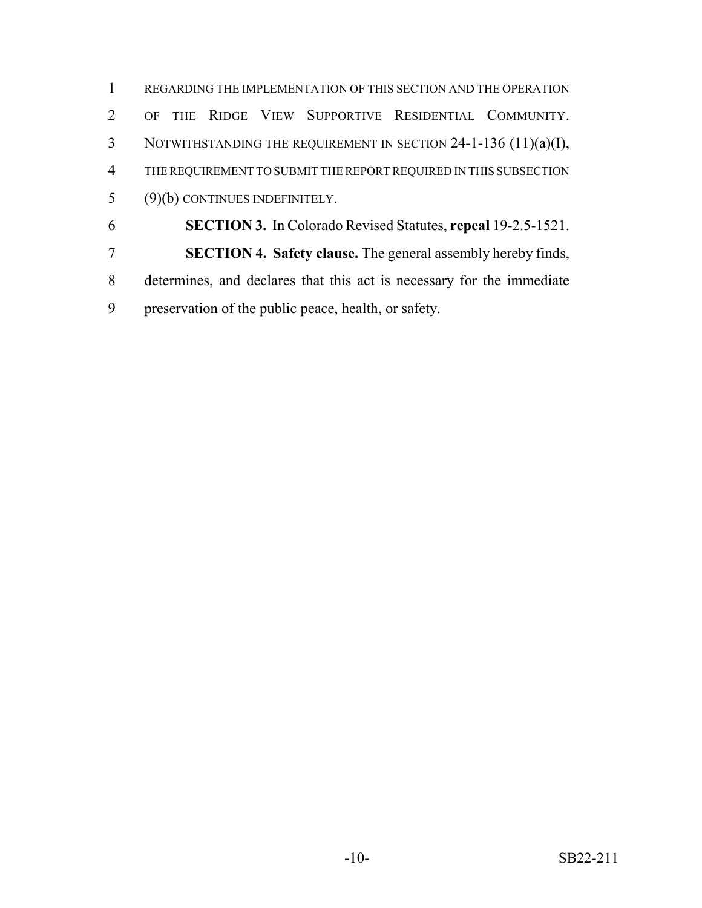REGARDING THE IMPLEMENTATION OF THIS SECTION AND THE OPERATION OF THE RIDGE VIEW SUPPORTIVE RESIDENTIAL COMMUNITY. NOTWITHSTANDING THE REQUIREMENT IN SECTION 24-1-136 (11)(a)(I), THE REQUIREMENT TO SUBMIT THE REPORT REQUIRED IN THIS SUBSECTION (9)(b) CONTINUES INDEFINITELY.

**SECTION 3.** In Colorado Revised Statutes, **repeal** 19-2.5-1521.

**SECTION 4. Safety clause.** The general assembly hereby finds, determines, and declares that this act is necessary for the immediate preservation of the public peace, health, or safety.